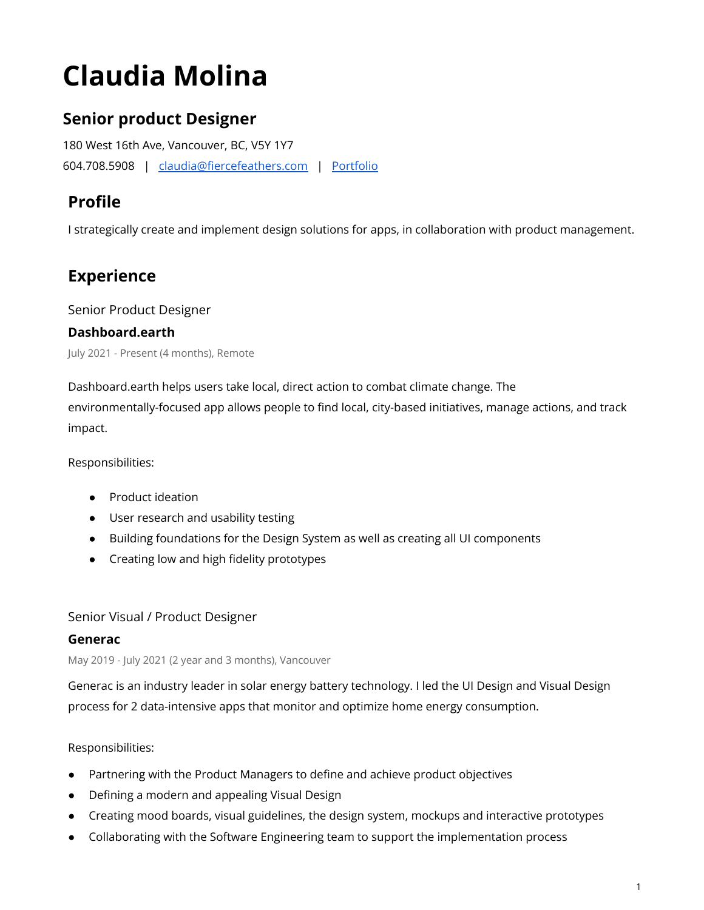# Claudia Molina

## Senior product Designer

180 West 16th Ave, Vancouver, BC, V5Y 1Y7

604.708.5908 | [claudia@fiercefeathers.com](mailto:claudia@fiercefeathers.com) | [Portfolio]()

## Profile

I strategically create and implement design solutions for apps, in collaboration with product management.

## Experience

Senior Product Designer

**Dashboard.earth**

July 2021 - Present (4 months), Remote

Dashboard.earth helps users take local, direct action to combat climate change. The environmentally-focused app allows people to find local, city-based initiatives, manage actions, and track impact.

Responsibilities:

- Product ideation
- User research and usability testing
- Building foundations for the Design System as well as creating all UI components
- Creating low and high fidelity prototypes

Senior Visual / Product Designer

**Generac**

May 2019 - July 2021 (2 year and 3 months), Vancouver

Generac is an industry leader in solar energy battery technology. I led the UI Design and Visual Design process for 2 data-intensive apps that monitor and optimize home energy consumption.

Responsibilities:

- Partnering with the Product Managers to define and achieve product objectives
- Defining a modern and appealing Visual Design
- Creating mood boards, visual guidelines, the design system, mockups and interactive prototypes
- Collaborating with the Software Engineering team to support the implementation process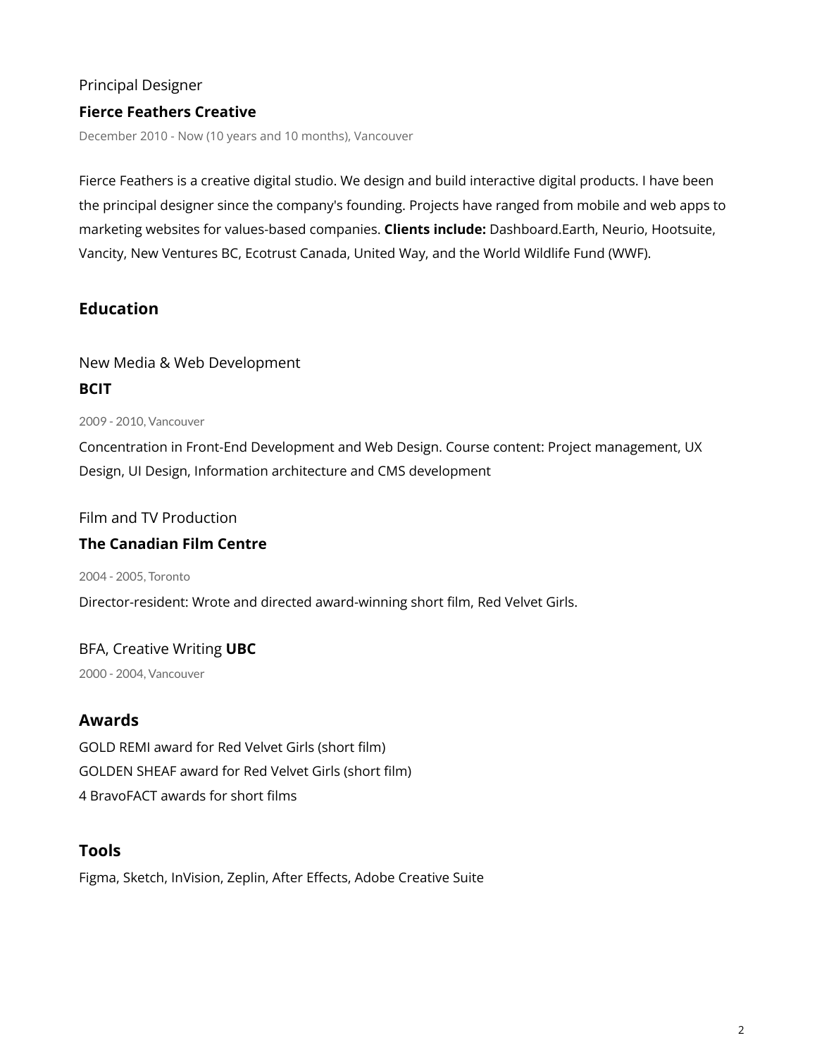Principal Designer

**Fierce Feathers Creative**

December 2010 - Now (10 years and 10 months), Vancouver

Fierce Feathers is a creative digital studio. We design and build interactive digital products. I have been the principal designer since the company's founding. Projects have ranged from mobile and web apps to marketing websites for values-based companies. **Clients include:** Dashboard.Earth, Neurio, Hootsuite, Vancity, New Ventures BC, Ecotrust Canada, United Way, and the World Wildlife Fund (WWF).

## Education

New Media & Web Development

**BCIT**

2009 - 2010, Vancouver

Concentration in Front-End Development and Web Design. Course content: Project management, UX Design, UI Design, Information architecture and CMS development

Film and TV Production

**The Canadian Film Centre**

2004 - 2005, Toronto

Director-resident: Wrote and directed award-winning short film, Red Velvet Girls.

BFA, Creative Writing **UBC**

2000 - 2004, Vancouver

## Awards

GOLD REMI award for Red Velvet Girls (short film)

GOLDEN SHEAF award for Red Velvet Girls (short film)

4 BravoFACT awards for short films

## Tools

Figma, Sketch, InVision, Zeplin, After Effects, Adobe Creative Suite